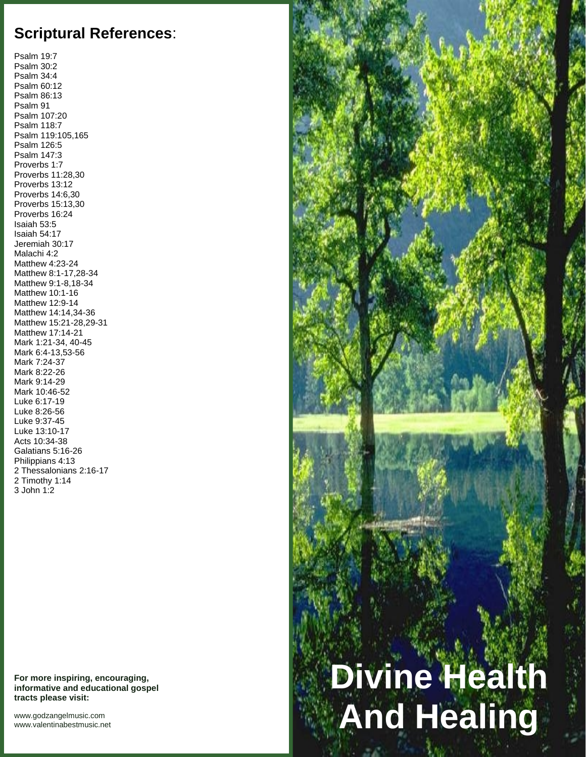## **Scriptural References**:

Psalm 19:7
Psalm 30:2
Psalm 34:4
Psalm 60:12
Psalm 86:13
Psalm 91
Psalm 107:20
Psalm 118:7
Psalm 119:105,165
Psalm 126:5
Psalm 147:3
Proverbs 1:7
Proverbs 11:28,30
Proverbs 13:12
Proverbs 14:6,30
Proverbs 15:13,30
Proverbs 16:24
Isaiah 53:5
Isaiah 54:17
Jeremiah 30:17
Malachi 4:2
Matthew 4:23-24
Matthew 8:1-17,28-34
Matthew 9:1-8,18-34
Matthew 10:1-16
Matthew 12:9-14
Matthew 14:14,34-36
Matthew 15:21-28,29-31
Matthew 17:14-21
Mark 1:21-34, 40-45
Mark 6:4-13,53-56
Mark 7:24-37
Mark 8:22-26
Mark 9:14-29
Mark 10:46-52
Luke 6:17-19
Luke 8:26-56
Luke 9:37-45
Luke 13:10-17
Acts 10:34-38
Galatians 5:16-26
Philippians 4:13
2 Thessalonians 2:16-17
2 Timothy 1:14
3 John 1:2

**For more inspiring, encouraging, informative and educational gospel tracts please visit:**

www.godzangelmusic.com
www.valentinabestmusic.net

# Divine Health And Healing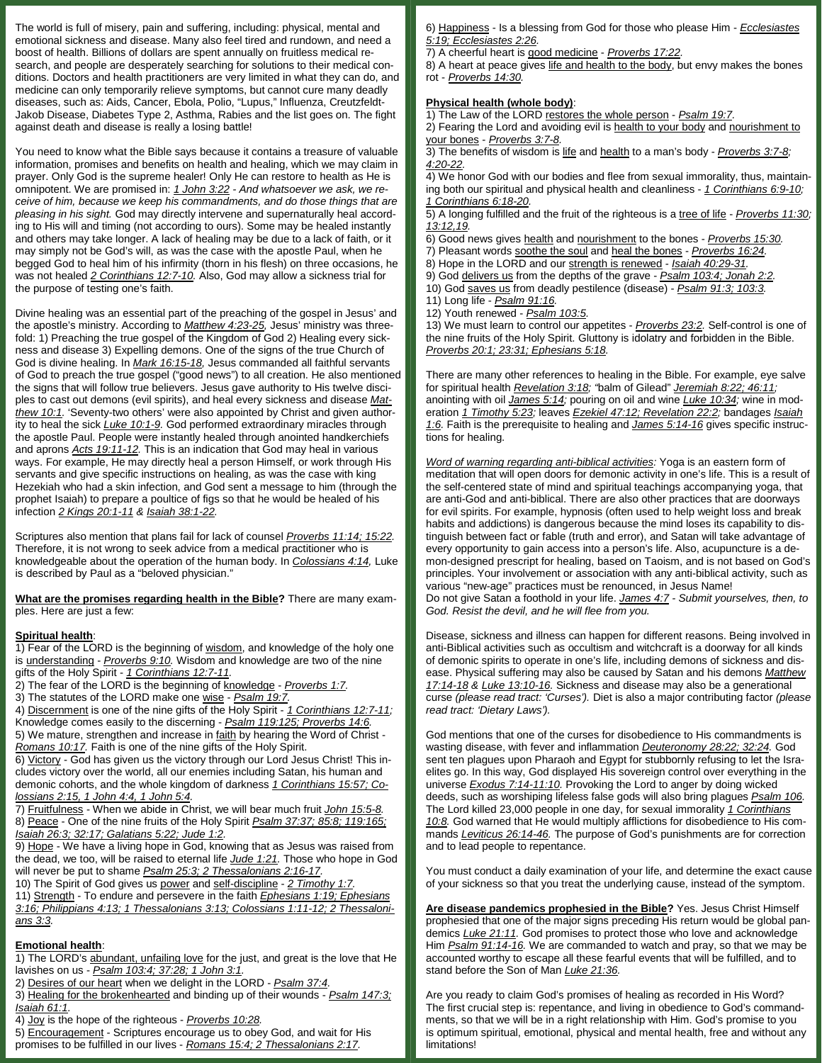The world is full of misery, pain and suffering, including: physical, mental and emotional sickness and disease. Many also feel tired and rundown, and need a boost of health. Billions of dollars are spent annually on fruitless medical research, and people are desperately searching for solutions to their medical conditions. Doctors and health practitioners are very limited in what they can do, and medicine can only temporarily relieve symptoms, but cannot cure many deadly diseases, such as: Aids, Cancer, Ebola, Polio, "Lupus," Influenza, Creutzfeldt-Jakob Disease, Diabetes Type 2, Asthma, Rabies and the list goes on. The fight against death and disease is really a losing battle!

You need to know what the Bible says because it contains a treasure of valuable information, promises and benefits on health and healing, which we may claim in prayer. Only God is the supreme healer! Only He can restore to health as He is omnipotent. We are promised in: *1 John 3:22 - And whatsoever we ask, we receive of him, because we keep his commandments, and do those things that are pleasing in his sight.* God may directly intervene and supernaturally heal according to His will and timing (not according to ours). Some may be healed instantly and others may take longer. A lack of healing may be due to a lack of faith, or it may simply not be God's will, as was the case with the apostle Paul, when he begged God to heal him of his infirmity (thorn in his flesh) on three occasions, he was not healed *2 Corinthians 12:7-10.* Also, God may allow a sickness trial for the purpose of testing one's faith.

Divine healing was an essential part of the preaching of the gospel in Jesus' and the apostle's ministry. According to *Matthew 4:23-25,* Jesus' ministry was threefold: 1) Preaching the true gospel of the Kingdom of God 2) Healing every sickness and disease 3) Expelling demons. One of the signs of the true Church of God is divine healing. In *Mark 16:15-18,* Jesus commanded all faithful servants of God to preach the true gospel ("good news") to all creation. He also mentioned the signs that will follow true believers. Jesus gave authority to His twelve disciples to cast out demons (evil spirits), and heal every sickness and disease *Matthew 10:1.* 'Seventy-two others' were also appointed by Christ and given authority to heal the sick *Luke 10:1-9.* God performed extraordinary miracles through the apostle Paul. People were instantly healed through anointed handkerchiefs and aprons *Acts 19:11-12.* This is an indication that God may heal in various ways. For example, He may directly heal a person Himself, or work through His servants and give specific instructions on healing, as was the case with king Hezekiah who had a skin infection, and God sent a message to him (through the prophet Isaiah) to prepare a poultice of figs so that he would be healed of his infection *2 Kings 20:1-11* & *Isaiah 38:1-22.*

Scriptures also mention that plans fail for lack of counsel *Proverbs 11:14; 15:22.* Therefore, it is not wrong to seek advice from a medical practitioner who is knowledgeable about the operation of the human body. In *Colossians 4:14,* Luke is described by Paul as a "beloved physician."

**What are the promises regarding health in the Bible?** There are many examples. Here are just a few:

**Spiritual health**:

1) Fear of the LORD is the beginning of wisdom, and knowledge of the holy one is understanding - *Proverbs 9:10.* Wisdom and knowledge are two of the nine gifts of the Holy Spirit - *1 Corinthians 12:7-11.*
2) The fear of the LORD is the beginning of knowledge - *Proverbs 1:7.*
3) The statutes of the LORD make one wise - *Psalm 19:7.*
4) Discernment is one of the nine gifts of the Holy Spirit - *1 Corinthians 12:7-11;* Knowledge comes easily to the discerning - *Psalm 119:125; Proverbs 14:6.*
5) We mature, strengthen and increase in faith by hearing the Word of Christ - *Romans 10:17.* Faith is one of the nine gifts of the Holy Spirit.
6) Victory - God has given us the victory through our Lord Jesus Christ! This includes victory over the world, all our enemies including Satan, his human and demonic cohorts, and the whole kingdom of darkness *1 Corinthians 15:57; Colossians 2:15, 1 John 4:4, 1 John 5:4.*
7) Fruitfulness - When we abide in Christ, we will bear much fruit *John 15:5-8.*
8) Peace - One of the nine fruits of the Holy Spirit *Psalm 37:37; 85:8; 119:165; Isaiah 26:3; 32:17; Galatians 5:22; Jude 1:2.*
9) Hope - We have a living hope in God, knowing that as Jesus was raised from the dead, we too, will be raised to eternal life *Jude 1:21.* Those who hope in God will never be put to shame *Psalm 25:3; 2 Thessalonians 2:16-17.*
10) The Spirit of God gives us power and self-discipline - *2 Timothy 1:7.*
11) Strength - To endure and persevere in the faith *Ephesians 1:19; Ephesians 3:16; Philippians 4:13; 1 Thessalonians 3:13; Colossians 1:11-12; 2 Thessalonians 3:3.*

**Emotional health**:

1) The LORD's abundant, unfailing love for the just, and great is the love that He lavishes on us - *Psalm 103:4; 37:28; 1 John 3:1.*
2) Desires of our heart when we delight in the LORD - *Psalm 37:4.*
3) Healing for the brokenhearted and binding up of their wounds - *Psalm 147:3; Isaiah 61:1.*
4) Joy is the hope of the righteous - *Proverbs 10:28.*
5) Encouragement - Scriptures encourage us to obey God, and wait for His promises to be fulfilled in our lives - *Romans 15:4; 2 Thessalonians 2:17.*
6) Happiness - Is a blessing from God for those who please Him - *Ecclesiastes 5:19; Ecclesiastes 2:26.*
7) A cheerful heart is good medicine - *Proverbs 17:22.*
8) A heart at peace gives life and health to the body, but envy makes the bones rot - *Proverbs 14:30.*

**Physical health (whole body)**:

1) The Law of the LORD restores the whole person - *Psalm 19:7.*
2) Fearing the Lord and avoiding evil is health to your body and nourishment to your bones - *Proverbs 3:7-8.*
3) The benefits of wisdom is life and health to a man's body - *Proverbs 3:7-8; 4:20-22.*
4) We honor God with our bodies and flee from sexual immorality, thus, maintaining both our spiritual and physical health and cleanliness - *1 Corinthians 6:9-10; 1 Corinthians 6:18-20.*
5) A longing fulfilled and the fruit of the righteous is a tree of life - *Proverbs 11:30; 13:12,19.*
6) Good news gives health and nourishment to the bones - *Proverbs 15:30.*
7) Pleasant words soothe the soul and heal the bones - *Proverbs 16:24.*
8) Hope in the LORD and our strength is renewed - *Isaiah 40:29-31.*
9) God delivers us from the depths of the grave - *Psalm 103:4; Jonah 2:2.*
10) God saves us from deadly pestilence (disease) - *Psalm 91:3; 103:3.*
11) Long life - *Psalm 91:16.*
12) Youth renewed - *Psalm 103:5.*
13) We must learn to control our appetites - *Proverbs 23:2.* Self-control is one of the nine fruits of the Holy Spirit. Gluttony is idolatry and forbidden in the Bible. *Proverbs 20:1; 23:31; Ephesians 5:18.*

There are many other references to healing in the Bible. For example, eye salve for spiritual health *Revelation 3:18;* "balm of Gilead" *Jeremiah 8:22; 46:11;* anointing with oil *James 5:14;* pouring on oil and wine *Luke 10:34;* wine in moderation *1 Timothy 5:23;* leaves *Ezekiel 47:12; Revelation 22:2;* bandages *Isaiah 1:6.* Faith is the prerequisite to healing and *James 5:14-16* gives specific instructions for healing.

*Word of warning regarding anti-biblical activities:* Yoga is an eastern form of meditation that will open doors for demonic activity in one's life. This is a result of the self-centered state of mind and spiritual teachings accompanying yoga, that are anti-God and anti-biblical. There are also other practices that are doorways for evil spirits. For example, hypnosis (often used to help weight loss and break habits and addictions) is dangerous because the mind loses its capability to distinguish between fact or fable (truth and error), and Satan will take advantage of every opportunity to gain access into a person's life. Also, acupuncture is a demon-designed prescript for healing, based on Taoism, and is not based on God's principles. Your involvement or association with any anti-biblical activity, such as various "new-age" practices must be renounced, in Jesus Name!
Do not give Satan a foothold in your life. *James 4:7 - Submit yourselves, then, to God. Resist the devil, and he will flee from you.*

Disease, sickness and illness can happen for different reasons. Being involved in anti-Biblical activities such as occultism and witchcraft is a doorway for all kinds of demonic spirits to operate in one's life, including demons of sickness and disease. Physical suffering may also be caused by Satan and his demons *Matthew 17:14-18* & *Luke 13:10-16.* Sickness and disease may also be a generational curse *(please read tract: 'Curses').* Diet is also a major contributing factor *(please read tract: 'Dietary Laws').*

God mentions that one of the curses for disobedience to His commandments is wasting disease, with fever and inflammation *Deuteronomy 28:22; 32:24.* God sent ten plagues upon Pharaoh and Egypt for stubbornly refusing to let the Israelites go. In this way, God displayed His sovereign control over everything in the universe *Exodus 7:14-11:10.* Provoking the Lord to anger by doing wicked deeds, such as worshiping lifeless false gods will also bring plagues *Psalm 106.* The Lord killed 23,000 people in one day, for sexual immorality *1 Corinthians 10:8.* God warned that He would multiply afflictions for disobedience to His commands *Leviticus 26:14-46.* The purpose of God's punishments are for correction and to lead people to repentance.

You must conduct a daily examination of your life, and determine the exact cause of your sickness so that you treat the underlying cause, instead of the symptom.

**Are disease pandemics prophesied in the Bible?** Yes. Jesus Christ Himself prophesied that one of the major signs preceding His return would be global pandemics *Luke 21:11.* God promises to protect those who love and acknowledge Him *Psalm 91:14-16.* We are commanded to watch and pray, so that we may be accounted worthy to escape all these fearful events that will be fulfilled, and to stand before the Son of Man *Luke 21:36.*

Are you ready to claim God's promises of healing as recorded in His Word? The first crucial step is: repentance, and living in obedience to God's commandments, so that we will be in a right relationship with Him. God's promise to you is optimum spiritual, emotional, physical and mental health, free and without any limitations!